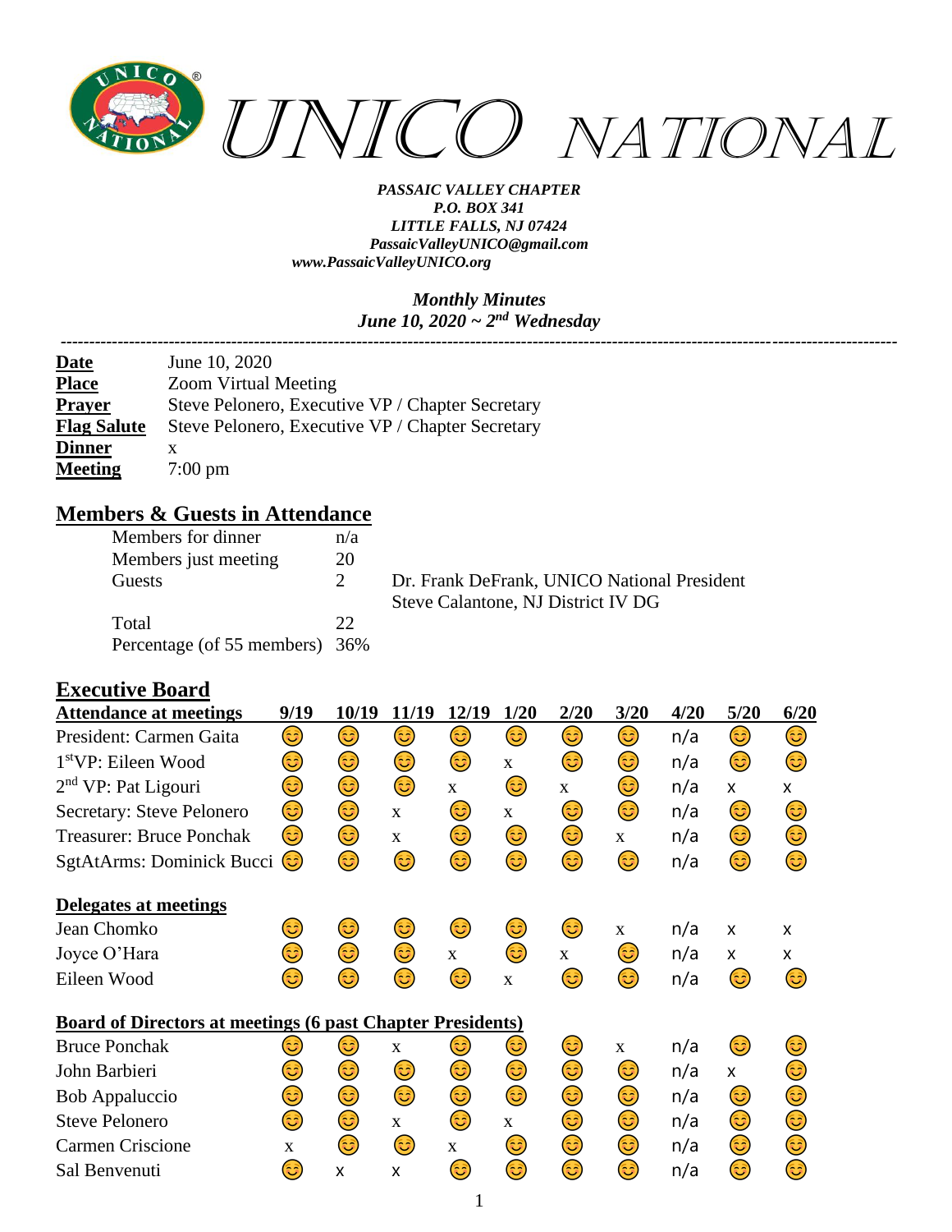# UNICO NATIONAL

***PASSAIC VALLEY CHAPTER***
***P.O. BOX 341***
***LITTLE FALLS, NJ 07424***
***PassaicValleyUNICO@gmail.com***
***www.PassaicValleyUNICO.org***

***Monthly Minutes***
***June 10, 2020 ~ 2nd Wednesday***

---

| | |
|---|---|
| **Date** | June 10, 2020 |
| **Place** | Zoom Virtual Meeting |
| **Prayer** | Steve Pelonero, Executive VP / Chapter Secretary |
| **Flag Salute** | Steve Pelonero, Executive VP / Chapter Secretary |
| **Dinner** | x |
| **Meeting** | 7:00 pm |

## Members & Guests in Attendance

| | | |
|---|---|---|
| Members for dinner | n/a | |
| Members just meeting | 20 | |
| Guests | 2 | Dr. Frank DeFrank, UNICO National President<br>Steve Calantone, NJ District IV DG |
| Total | 22 | |
| Percentage (of 55 members) | 36% | |

## Executive Board

| Attendance at meetings | 9/19 | 10/19 | 11/19 | 12/19 | 1/20 | 2/20 | 3/20 | 4/20 | 5/20 | 6/20 |
|---|---|---|---|---|---|---|---|---|---|---|
| President: Carmen Gaita | 😊 | 😊 | 😊 | 😊 | 😊 | 😊 | 😊 | n/a | 😊 | 😊 |
| 1stVP: Eileen Wood | 😊 | 😊 | 😊 | 😊 | x | 😊 | 😊 | n/a | 😊 | 😊 |
| 2nd VP: Pat Ligouri | 😊 | 😊 | 😊 | x | 😊 | x | 😊 | n/a | x | x |
| Secretary: Steve Pelonero | 😊 | 😊 | x | 😊 | x | 😊 | 😊 | n/a | 😊 | 😊 |
| Treasurer: Bruce Ponchak | 😊 | 😊 | x | 😊 | 😊 | 😊 | x | n/a | 😊 | 😊 |
| SgtAtArms: Dominick Bucci | 😊 | 😊 | 😊 | 😊 | 😊 | 😊 | 😊 | n/a | 😊 | 😊 |

| Delegates at meetings | 9/19 | 10/19 | 11/19 | 12/19 | 1/20 | 2/20 | 3/20 | 4/20 | 5/20 | 6/20 |
|---|---|---|---|---|---|---|---|---|---|---|
| Jean Chomko | 😊 | 😊 | 😊 | 😊 | 😊 | 😊 | x | n/a | x | x |
| Joyce O'Hara | 😊 | 😊 | 😊 | x | 😊 | x | 😊 | n/a | x | x |
| Eileen Wood | 😊 | 😊 | 😊 | 😊 | x | 😊 | 😊 | n/a | 😊 | 😊 |

| Board of Directors at meetings (6 past Chapter Presidents) | 9/19 | 10/19 | 11/19 | 12/19 | 1/20 | 2/20 | 3/20 | 4/20 | 5/20 | 6/20 |
|---|---|---|---|---|---|---|---|---|---|---|
| Bruce Ponchak | 😊 | 😊 | x | 😊 | 😊 | 😊 | x | n/a | 😊 | 😊 |
| John Barbieri | 😊 | 😊 | 😊 | 😊 | 😊 | 😊 | 😊 | n/a | x | 😊 |
| Bob Appaluccio | 😊 | 😊 | 😊 | 😊 | 😊 | 😊 | 😊 | n/a | 😊 | 😊 |
| Steve Pelonero | 😊 | 😊 | x | 😊 | x | 😊 | 😊 | n/a | 😊 | 😊 |
| Carmen Criscione | x | 😊 | 😊 | x | 😊 | 😊 | 😊 | n/a | 😊 | 😊 |
| Sal Benvenuti | 😊 | x | x | 😊 | 😊 | 😊 | 😊 | n/a | 😊 | 😊 |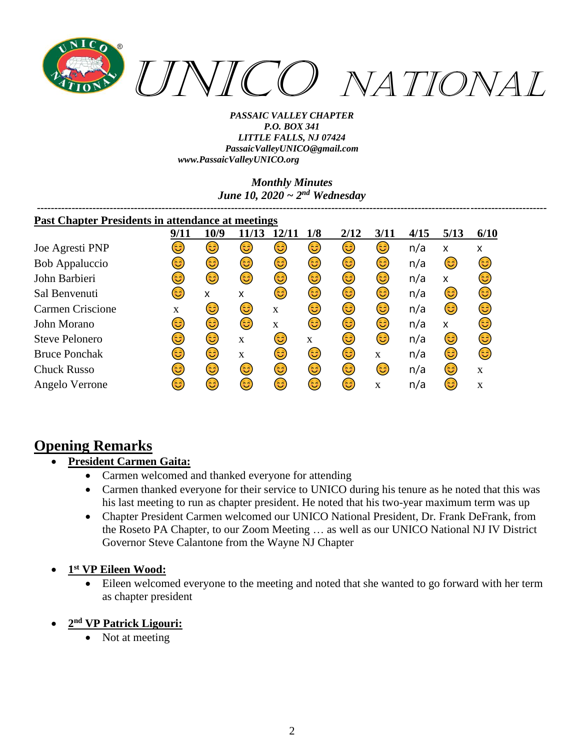# UNICO NATIONAL

***PASSAIC VALLEY CHAPTER***
***P.O. BOX 341***
***LITTLE FALLS, NJ 07424***
***PassaicValleyUNICO@gmail.com***
***www.PassaicValleyUNICO.org***

***Monthly Minutes***
***June 10, 2020 ~ 2nd Wednesday***

---

**Past Chapter Presidents in attendance at meetings**

| | 9/11 | 10/9 | 11/13 | 12/11 | 1/8 | 2/12 | 3/11 | 4/15 | 5/13 | 6/10 |
|---|---|---|---|---|---|---|---|---|---|---|
| Joe Agresti PNP | 😊 | 😊 | 😊 | 😊 | 😊 | 😊 | 😊 | n/a | x | x |
| Bob Appaluccio | 😊 | 😊 | 😊 | 😊 | 😊 | 😊 | 😊 | n/a | 😊 | 😊 |
| John Barbieri | 😊 | 😊 | 😊 | 😊 | 😊 | 😊 | 😊 | n/a | x | 😊 |
| Sal Benvenuti | 😊 | x | x | 😊 | 😊 | 😊 | 😊 | n/a | 😊 | 😊 |
| Carmen Criscione | x | 😊 | 😊 | x | 😊 | 😊 | 😊 | n/a | 😊 | 😊 |
| John Morano | 😊 | 😊 | 😊 | x | 😊 | 😊 | 😊 | n/a | x | 😊 |
| Steve Pelonero | 😊 | 😊 | x | 😊 | x | 😊 | 😊 | n/a | 😊 | 😊 |
| Bruce Ponchak | 😊 | 😊 | x | 😊 | 😊 | 😊 | x | n/a | 😊 | 😊 |
| Chuck Russo | 😊 | 😊 | 😊 | 😊 | 😊 | 😊 | 😊 | n/a | 😊 | x |
| Angelo Verrone | 😊 | 😊 | 😊 | 😊 | 😊 | 😊 | x | n/a | 😊 | x |

## Opening Remarks

- **President Carmen Gaita:**
  - Carmen welcomed and thanked everyone for attending
  - Carmen thanked everyone for their service to UNICO during his tenure as he noted that this was his last meeting to run as chapter president. He noted that his two-year maximum term was up
  - Chapter President Carmen welcomed our UNICO National President, Dr. Frank DeFrank, from the Roseto PA Chapter, to our Zoom Meeting … as well as our UNICO National NJ IV District Governor Steve Calantone from the Wayne NJ Chapter

- **1st VP Eileen Wood:**
  - Eileen welcomed everyone to the meeting and noted that she wanted to go forward with her term as chapter president

- **2nd VP Patrick Ligouri:**
  - Not at meeting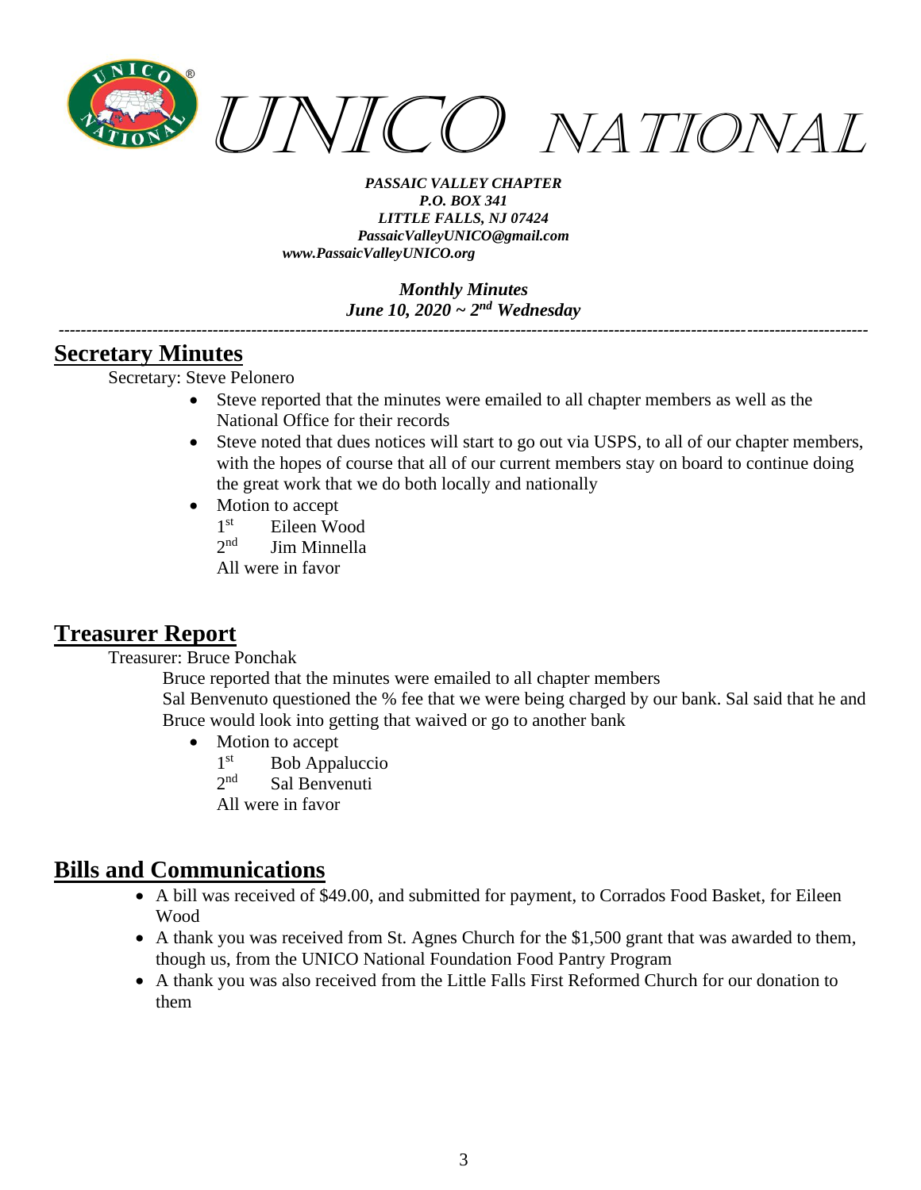# UNICO NATIONAL

*PASSAIC VALLEY CHAPTER*
*P.O. BOX 341*
*LITTLE FALLS, NJ 07424*
*PassaicValleyUNICO@gmail.com*
*www.PassaicValleyUNICO.org*

*Monthly Minutes*
*June 10, 2020 ~ 2nd Wednesday*

---

## Secretary Minutes

Secretary: Steve Pelonero

- Steve reported that the minutes were emailed to all chapter members as well as the National Office for their records
- Steve noted that dues notices will start to go out via USPS, to all of our chapter members, with the hopes of course that all of our current members stay on board to continue doing the great work that we do both locally and nationally
- Motion to accept

  1st Eileen Wood

  2nd Jim Minnella

  All were in favor

## Treasurer Report

Treasurer: Bruce Ponchak

Bruce reported that the minutes were emailed to all chapter members

Sal Benvenuto questioned the % fee that we were being charged by our bank. Sal said that he and Bruce would look into getting that waived or go to another bank

- Motion to accept

  1st Bob Appaluccio

  2nd Sal Benvenuti

  All were in favor

## Bills and Communications

- A bill was received of $49.00, and submitted for payment, to Corrados Food Basket, for Eileen Wood
- A thank you was received from St. Agnes Church for the $1,500 grant that was awarded to them, though us, from the UNICO National Foundation Food Pantry Program
- A thank you was also received from the Little Falls First Reformed Church for our donation to them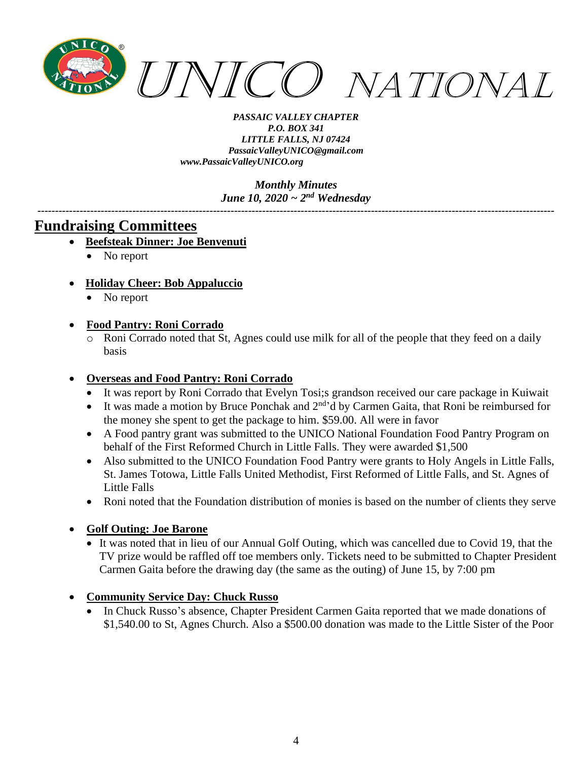# UNICO NATIONAL

*PASSAIC VALLEY CHAPTER*
*P.O. BOX 341*
*LITTLE FALLS, NJ 07424*
*PassaicValleyUNICO@gmail.com*
*www.PassaicValleyUNICO.org*

*Monthly Minutes*
*June 10, 2020 ~ 2nd Wednesday*

---

## Fundraising Committees

- **Beefsteak Dinner: Joe Benvenuti**
  - No report
- **Holiday Cheer: Bob Appaluccio**
  - No report
- **Food Pantry: Roni Corrado**
  - Roni Corrado noted that St, Agnes could use milk for all of the people that they feed on a daily basis
- **Overseas and Food Pantry: Roni Corrado**
  - It was report by Roni Corrado that Evelyn Tosi;s grandson received our care package in Kuiwait
  - It was made a motion by Bruce Ponchak and 2nd'd by Carmen Gaita, that Roni be reimbursed for the money she spent to get the package to him. $59.00. All were in favor
  - A Food pantry grant was submitted to the UNICO National Foundation Food Pantry Program on behalf of the First Reformed Church in Little Falls. They were awarded $1,500
  - Also submitted to the UNICO Foundation Food Pantry were grants to Holy Angels in Little Falls, St. James Totowa, Little Falls United Methodist, First Reformed of Little Falls, and St. Agnes of Little Falls
  - Roni noted that the Foundation distribution of monies is based on the number of clients they serve
- **Golf Outing: Joe Barone**
  - It was noted that in lieu of our Annual Golf Outing, which was cancelled due to Covid 19, that the TV prize would be raffled off toe members only. Tickets need to be submitted to Chapter President Carmen Gaita before the drawing day (the same as the outing) of June 15, by 7:00 pm
- **Community Service Day: Chuck Russo**
  - In Chuck Russo's absence, Chapter President Carmen Gaita reported that we made donations of $1,540.00 to St, Agnes Church. Also a $500.00 donation was made to the Little Sister of the Poor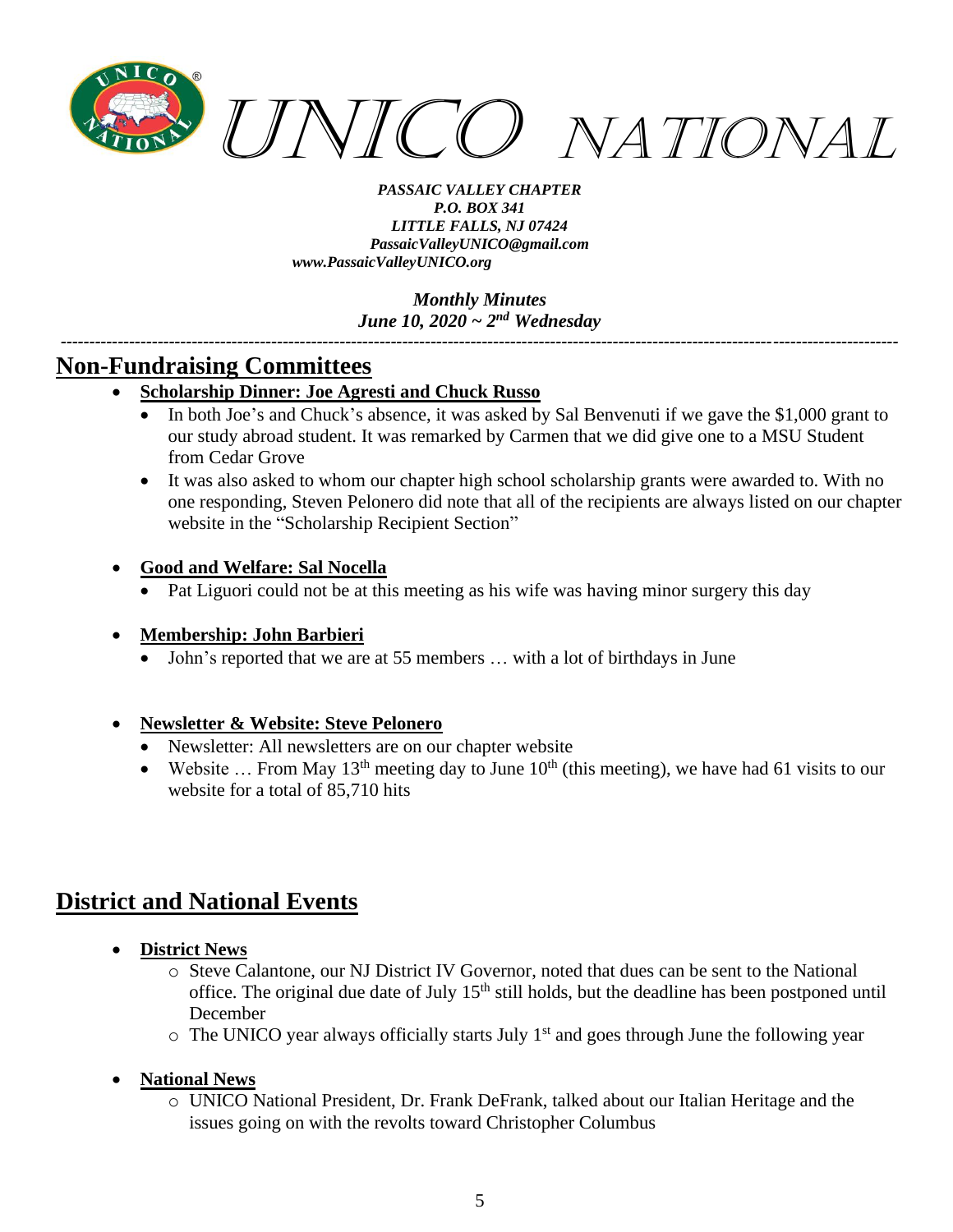## Non-Fundraising Committees

- **Scholarship Dinner: Joe Agresti and Chuck Russo**
  - In both Joe's and Chuck's absence, it was asked by Sal Benvenuti if we gave the $1,000 grant to our study abroad student. It was remarked by Carmen that we did give one to a MSU Student from Cedar Grove
  - It was also asked to whom our chapter high school scholarship grants were awarded to. With no one responding, Steven Pelonero did note that all of the recipients are always listed on our chapter website in the "Scholarship Recipient Section"

- **Good and Welfare: Sal Nocella**
  - Pat Liguori could not be at this meeting as his wife was having minor surgery this day

- **Membership: John Barbieri**
  - John's reported that we are at 55 members … with a lot of birthdays in June

- **Newsletter & Website: Steve Pelonero**
  - Newsletter: All newsletters are on our chapter website
  - Website … From May 13th meeting day to June 10th (this meeting), we have had 61 visits to our website for a total of 85,710 hits

## District and National Events

- **District News**
  - Steve Calantone, our NJ District IV Governor, noted that dues can be sent to the National office. The original due date of July 15th still holds, but the deadline has been postponed until December
  - The UNICO year always officially starts July 1st and goes through June the following year

- **National News**
  - UNICO National President, Dr. Frank DeFrank, talked about our Italian Heritage and the issues going on with the revolts toward Christopher Columbus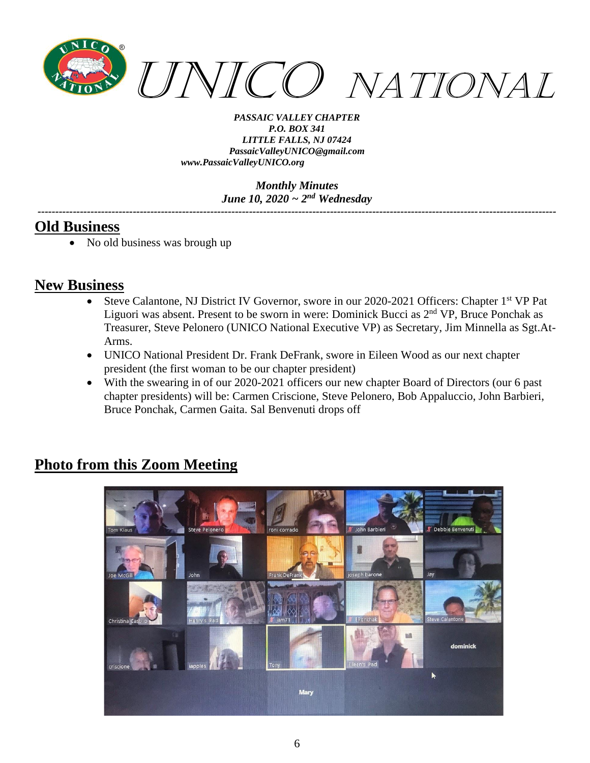# UNICO NATIONAL

*PASSAIC VALLEY CHAPTER*
*P.O. BOX 341*
*LITTLE FALLS, NJ 07424*
*PassaicValleyUNICO@gmail.com*
*www.PassaicValleyUNICO.org*

*Monthly Minutes*
*June 10, 2020 ~ 2nd Wednesday*

---

## Old Business

- No old business was brough up

## New Business

- Steve Calantone, NJ District IV Governor, swore in our 2020-2021 Officers: Chapter 1st VP Pat Liguori was absent. Present to be sworn in were: Dominick Bucci as 2nd VP, Bruce Ponchak as Treasurer, Steve Pelonero (UNICO National Executive VP) as Secretary, Jim Minnella as Sgt.At-Arms.
- UNICO National President Dr. Frank DeFrank, swore in Eileen Wood as our next chapter president (the first woman to be our chapter president)
- With the swearing in of our 2020-2021 officers our new chapter Board of Directors (our 6 past chapter presidents) will be: Carmen Criscione, Steve Pelonero, Bob Appaluccio, John Barbieri, Bruce Ponchak, Carmen Gaita. Sal Benvenuti drops off

## Photo from this Zoom Meeting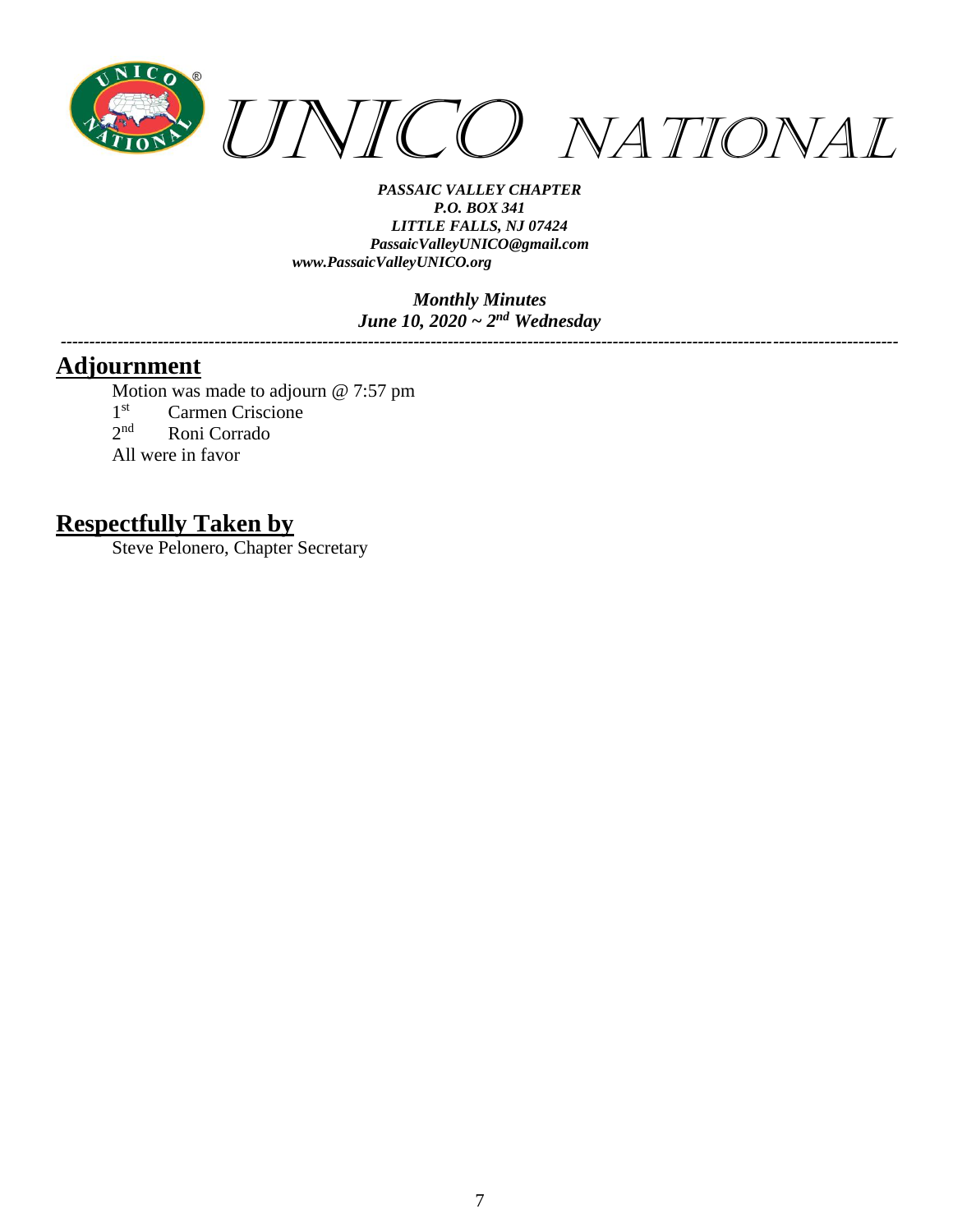# UNICO NATIONAL

***PASSAIC VALLEY CHAPTER***
***P.O. BOX 341***
***LITTLE FALLS, NJ 07424***
***PassaicValleyUNICO@gmail.com***
***www.PassaicValleyUNICO.org***

***Monthly Minutes***
***June 10, 2020 ~ 2nd Wednesday***

---

## Adjournment

Motion was made to adjourn @ 7:57 pm
1st Carmen Criscione
2nd Roni Corrado
All were in favor

## Respectfully Taken by

Steve Pelonero, Chapter Secretary